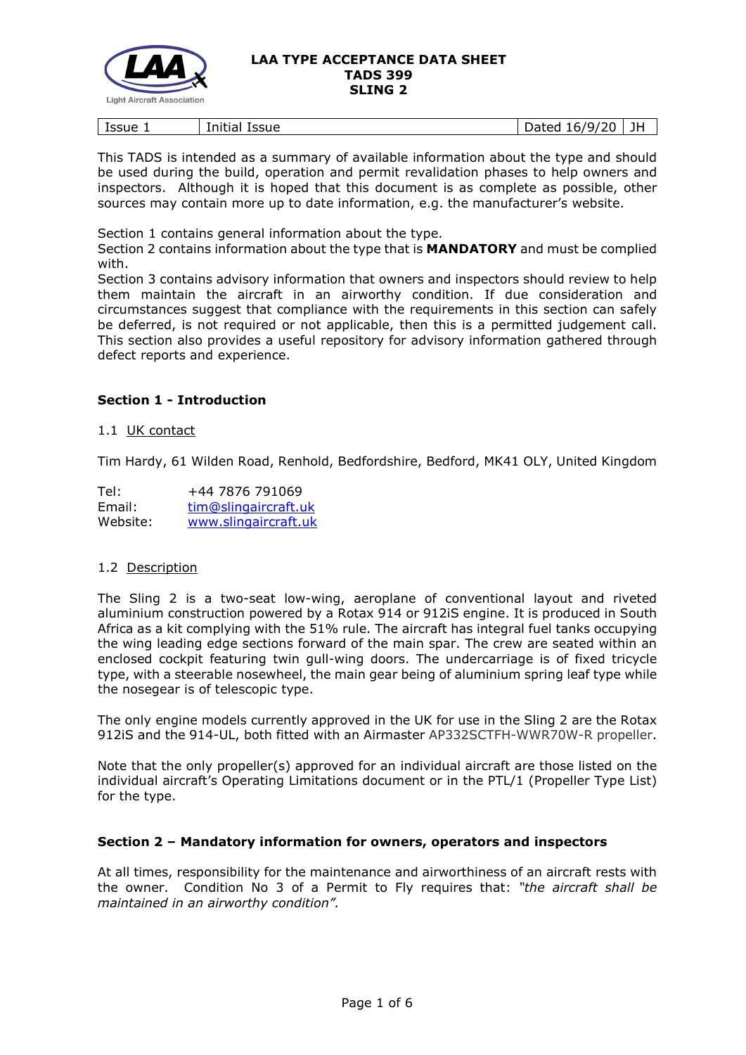# LAA TYPE ACCEPTANCE DATA SHEET
## TADS 399
## SLING 2

| Issue 1 | Initial Issue | Dated 16/9/20 | JH |
|---|---|---|---|

This TADS is intended as a summary of available information about the type and should be used during the build, operation and permit revalidation phases to help owners and inspectors. Although it is hoped that this document is as complete as possible, other sources may contain more up to date information, e.g. the manufacturer's website.

Section 1 contains general information about the type.
Section 2 contains information about the type that is **MANDATORY** and must be complied with.
Section 3 contains advisory information that owners and inspectors should review to help them maintain the aircraft in an airworthy condition. If due consideration and circumstances suggest that compliance with the requirements in this section can safely be deferred, is not required or not applicable, then this is a permitted judgement call. This section also provides a useful repository for advisory information gathered through defect reports and experience.

### Section 1 - Introduction

1.1 UK contact

Tim Hardy, 61 Wilden Road, Renhold, Bedfordshire, Bedford, MK41 OLY, United Kingdom

Tel: +44 7876 791069
Email: tim@slingaircraft.uk
Website: www.slingaircraft.uk

1.2 Description

The Sling 2 is a two-seat low-wing, aeroplane of conventional layout and riveted aluminium construction powered by a Rotax 914 or 912iS engine. It is produced in South Africa as a kit complying with the 51% rule. The aircraft has integral fuel tanks occupying the wing leading edge sections forward of the main spar. The crew are seated within an enclosed cockpit featuring twin gull-wing doors. The undercarriage is of fixed tricycle type, with a steerable nosewheel, the main gear being of aluminium spring leaf type while the nosegear is of telescopic type.

The only engine models currently approved in the UK for use in the Sling 2 are the Rotax 912iS and the 914-UL, both fitted with an Airmaster AP332SCTFH-WWR70W-R propeller.

Note that the only propeller(s) approved for an individual aircraft are those listed on the individual aircraft's Operating Limitations document or in the PTL/1 (Propeller Type List) for the type.

### Section 2 – Mandatory information for owners, operators and inspectors

At all times, responsibility for the maintenance and airworthiness of an aircraft rests with the owner. Condition No 3 of a Permit to Fly requires that: *"the aircraft shall be maintained in an airworthy condition".*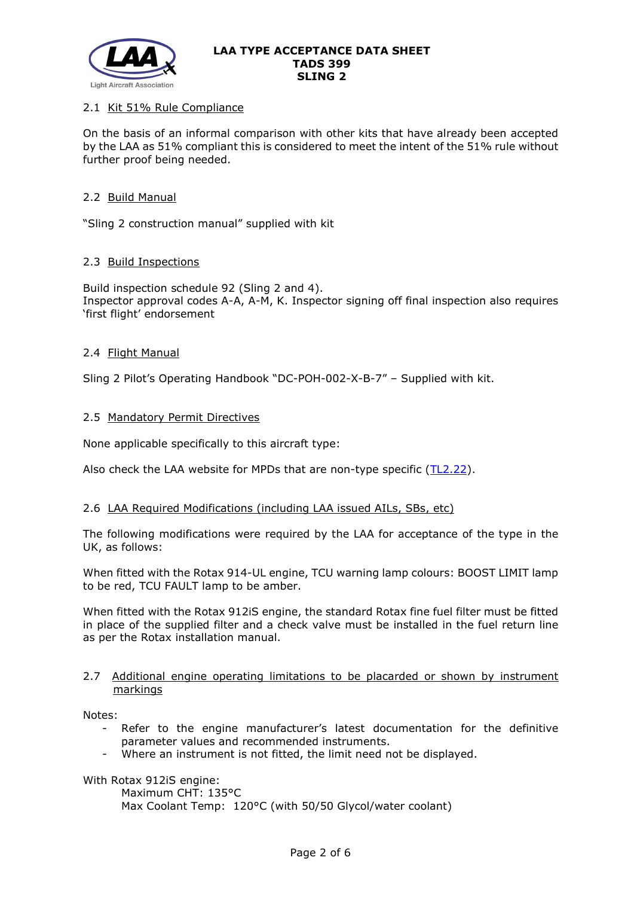### 2.1 Kit 51% Rule Compliance

On the basis of an informal comparison with other kits that have already been accepted by the LAA as 51% compliant this is considered to meet the intent of the 51% rule without further proof being needed.

### 2.2 Build Manual

"Sling 2 construction manual" supplied with kit

### 2.3 Build Inspections

Build inspection schedule 92 (Sling 2 and 4).
Inspector approval codes A-A, A-M, K. Inspector signing off final inspection also requires 'first flight' endorsement

### 2.4 Flight Manual

Sling 2 Pilot's Operating Handbook "DC-POH-002-X-B-7" – Supplied with kit.

### 2.5 Mandatory Permit Directives

None applicable specifically to this aircraft type:

Also check the LAA website for MPDs that are non-type specific (TL2.22).

### 2.6 LAA Required Modifications (including LAA issued AILs, SBs, etc)

The following modifications were required by the LAA for acceptance of the type in the UK, as follows:

When fitted with the Rotax 914-UL engine, TCU warning lamp colours: BOOST LIMIT lamp to be red, TCU FAULT lamp to be amber.

When fitted with the Rotax 912iS engine, the standard Rotax fine fuel filter must be fitted in place of the supplied filter and a check valve must be installed in the fuel return line as per the Rotax installation manual.

### 2.7 Additional engine operating limitations to be placarded or shown by instrument markings

Notes:

- Refer to the engine manufacturer's latest documentation for the definitive parameter values and recommended instruments.
- Where an instrument is not fitted, the limit need not be displayed.

With Rotax 912iS engine:

Maximum CHT: 135°C
Max Coolant Temp: 120°C (with 50/50 Glycol/water coolant)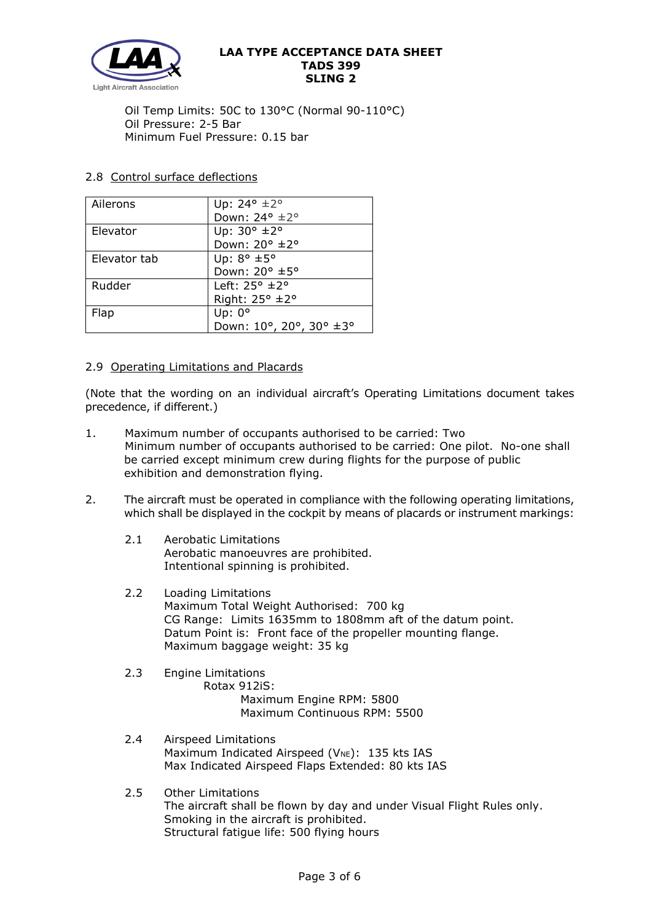Oil Temp Limits: 50C to 130°C (Normal 90-110°C)
Oil Pressure: 2-5 Bar
Minimum Fuel Pressure: 0.15 bar

## 2.8 Control surface deflections

| Ailerons | Up: 24° ±2°<br>Down: 24° ±2° |
|---|---|
| Elevator | Up: 30° ±2°<br>Down: 20° ±2° |
| Elevator tab | Up: 8° ±5°<br>Down: 20° ±5° |
| Rudder | Left: 25° ±2°<br>Right: 25° ±2° |
| Flap | Up: 0°<br>Down: 10°, 20°, 30° ±3° |

## 2.9 Operating Limitations and Placards

(Note that the wording on an individual aircraft's Operating Limitations document takes precedence, if different.)

1. Maximum number of occupants authorised to be carried: Two
   Minimum number of occupants authorised to be carried: One pilot. No-one shall be carried except minimum crew during flights for the purpose of public exhibition and demonstration flying.

2. The aircraft must be operated in compliance with the following operating limitations, which shall be displayed in the cockpit by means of placards or instrument markings:

   2.1 Aerobatic Limitations
   Aerobatic manoeuvres are prohibited.
   Intentional spinning is prohibited.

   2.2 Loading Limitations
   Maximum Total Weight Authorised: 700 kg
   CG Range: Limits 1635mm to 1808mm aft of the datum point.
   Datum Point is: Front face of the propeller mounting flange.
   Maximum baggage weight: 35 kg

   2.3 Engine Limitations
   Rotax 912iS:
   Maximum Engine RPM: 5800
   Maximum Continuous RPM: 5500

   2.4 Airspeed Limitations
   Maximum Indicated Airspeed ($V_{NE}$): 135 kts IAS
   Max Indicated Airspeed Flaps Extended: 80 kts IAS

   2.5 Other Limitations
   The aircraft shall be flown by day and under Visual Flight Rules only.
   Smoking in the aircraft is prohibited.
   Structural fatigue life: 500 flying hours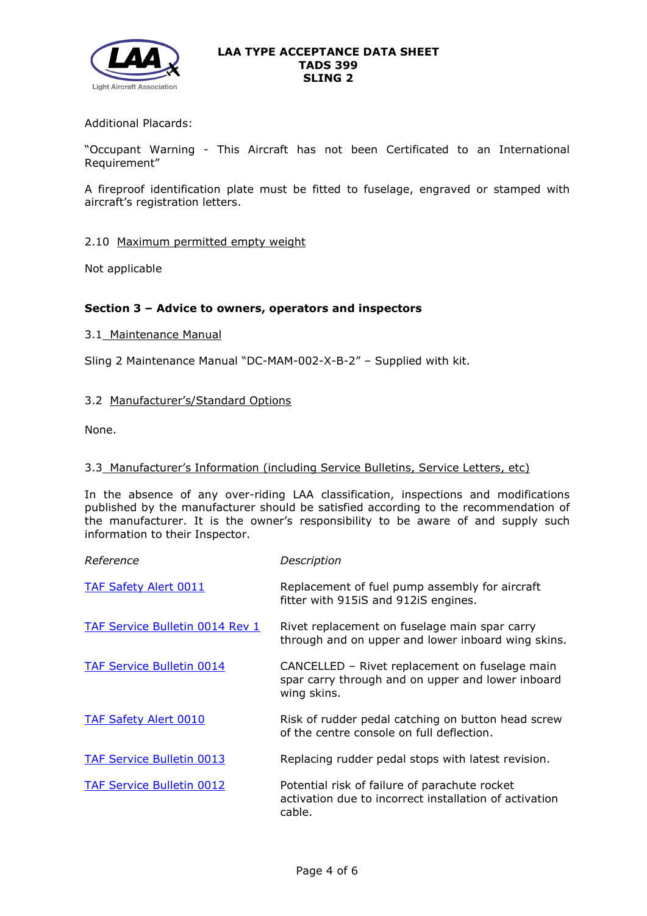Additional Placards:

"Occupant Warning - This Aircraft has not been Certificated to an International Requirement"

A fireproof identification plate must be fitted to fuselage, engraved or stamped with aircraft's registration letters.

2.10 Maximum permitted empty weight

Not applicable

## Section 3 – Advice to owners, operators and inspectors

3.1 Maintenance Manual

Sling 2 Maintenance Manual "DC-MAM-002-X-B-2" – Supplied with kit.

3.2 Manufacturer's/Standard Options

None.

3.3 Manufacturer's Information (including Service Bulletins, Service Letters, etc)

In the absence of any over-riding LAA classification, inspections and modifications published by the manufacturer should be satisfied according to the recommendation of the manufacturer. It is the owner's responsibility to be aware of and supply such information to their Inspector.

| *Reference* | *Description* |
|---|---|
| TAF Safety Alert 0011 | Replacement of fuel pump assembly for aircraft fitter with 915iS and 912iS engines. |
| TAF Service Bulletin 0014 Rev 1 | Rivet replacement on fuselage main spar carry through and on upper and lower inboard wing skins. |
| TAF Service Bulletin 0014 | CANCELLED – Rivet replacement on fuselage main spar carry through and on upper and lower inboard wing skins. |
| TAF Safety Alert 0010 | Risk of rudder pedal catching on button head screw of the centre console on full deflection. |
| TAF Service Bulletin 0013 | Replacing rudder pedal stops with latest revision. |
| TAF Service Bulletin 0012 | Potential risk of failure of parachute rocket activation due to incorrect installation of activation cable. |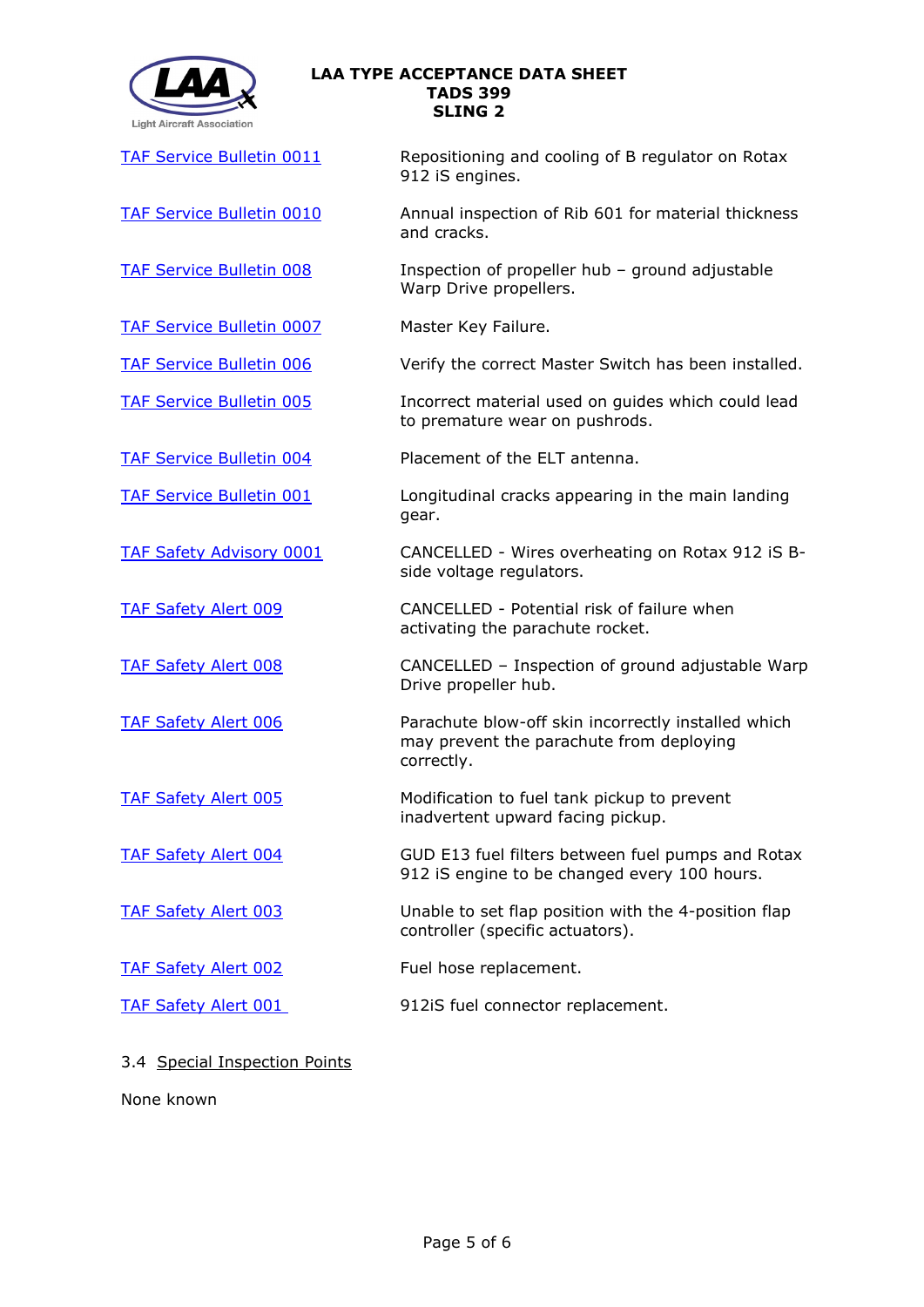| | |
|---|---|
| TAF Service Bulletin 0011 | Repositioning and cooling of B regulator on Rotax 912 iS engines. |
| TAF Service Bulletin 0010 | Annual inspection of Rib 601 for material thickness and cracks. |
| TAF Service Bulletin 008 | Inspection of propeller hub – ground adjustable Warp Drive propellers. |
| TAF Service Bulletin 0007 | Master Key Failure. |
| TAF Service Bulletin 006 | Verify the correct Master Switch has been installed. |
| TAF Service Bulletin 005 | Incorrect material used on guides which could lead to premature wear on pushrods. |
| TAF Service Bulletin 004 | Placement of the ELT antenna. |
| TAF Service Bulletin 001 | Longitudinal cracks appearing in the main landing gear. |
| TAF Safety Advisory 0001 | CANCELLED - Wires overheating on Rotax 912 iS B-side voltage regulators. |
| TAF Safety Alert 009 | CANCELLED - Potential risk of failure when activating the parachute rocket. |
| TAF Safety Alert 008 | CANCELLED – Inspection of ground adjustable Warp Drive propeller hub. |
| TAF Safety Alert 006 | Parachute blow-off skin incorrectly installed which may prevent the parachute from deploying correctly. |
| TAF Safety Alert 005 | Modification to fuel tank pickup to prevent inadvertent upward facing pickup. |
| TAF Safety Alert 004 | GUD E13 fuel filters between fuel pumps and Rotax 912 iS engine to be changed every 100 hours. |
| TAF Safety Alert 003 | Unable to set flap position with the 4-position flap controller (specific actuators). |
| TAF Safety Alert 002 | Fuel hose replacement. |
| TAF Safety Alert 001 | 912iS fuel connector replacement. |

### 3.4 Special Inspection Points

None known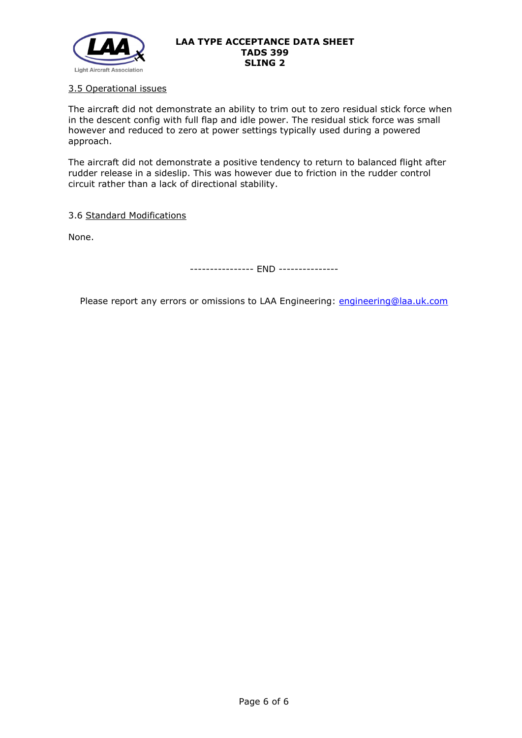3.5 Operational issues

The aircraft did not demonstrate an ability to trim out to zero residual stick force when in the descent config with full flap and idle power. The residual stick force was small however and reduced to zero at power settings typically used during a powered approach.

The aircraft did not demonstrate a positive tendency to return to balanced flight after rudder release in a sideslip. This was however due to friction in the rudder control circuit rather than a lack of directional stability.

3.6 Standard Modifications

None.

---------------- END ---------------

Please report any errors or omissions to LAA Engineering: engineering@laa.uk.com